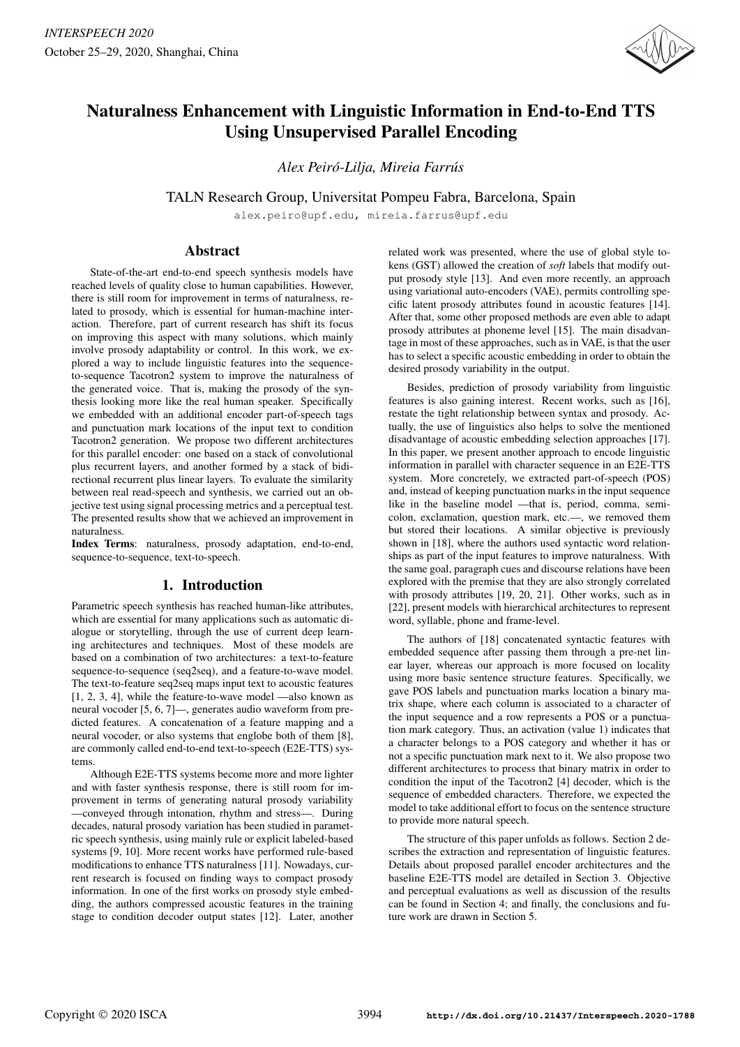# Naturalness Enhancement with Linguistic Information in End-to-End TTS Using Unsupervised Parallel Encoding

*Alex Peiró-Lilja, Mireia Farrús*

TALN Research Group, Universitat Pompeu Fabra, Barcelona, Spain

alex.peiro@upf.edu, mireia.farrus@upf.edu

## Abstract

State-of-the-art end-to-end speech synthesis models have reached levels of quality close to human capabilities. However, there is still room for improvement in terms of naturalness, related to prosody, which is essential for human-machine interaction. Therefore, part of current research has shift its focus on improving this aspect with many solutions, which mainly involve prosody adaptability or control. In this work, we explored a way to include linguistic features into the sequence-to-sequence Tacotron2 system to improve the naturalness of the generated voice. That is, making the prosody of the synthesis looking more like the real human speaker. Specifically we embedded with an additional encoder part-of-speech tags and punctuation mark locations of the input text to condition Tacotron2 generation. We propose two different architectures for this parallel encoder: one based on a stack of convolutional plus recurrent layers, and another formed by a stack of bidirectional recurrent plus linear layers. To evaluate the similarity between real read-speech and synthesis, we carried out an objective test using signal processing metrics and a perceptual test. The presented results show that we achieved an improvement in naturalness.

**Index Terms**: naturalness, prosody adaptation, end-to-end, sequence-to-sequence, text-to-speech.

## 1. Introduction

Parametric speech synthesis has reached human-like attributes, which are essential for many applications such as automatic dialogue or storytelling, through the use of current deep learning architectures and techniques. Most of these models are based on a combination of two architectures: a text-to-feature sequence-to-sequence (seq2seq), and a feature-to-wave model. The text-to-feature seq2seq maps input text to acoustic features [1, 2, 3, 4], while the feature-to-wave model —also known as neural vocoder [5, 6, 7]—, generates audio waveform from predicted features. A concatenation of a feature mapping and a neural vocoder, or also systems that englobe both of them [8], are commonly called end-to-end text-to-speech (E2E-TTS) systems.

Although E2E-TTS systems become more and more lighter and with faster synthesis response, there is still room for improvement in terms of generating natural prosody variability —conveyed through intonation, rhythm and stress—. During decades, natural prosody variation has been studied in parametric speech synthesis, using mainly rule or explicit labeled-based systems [9, 10]. More recent works have performed rule-based modifications to enhance TTS naturalness [11]. Nowadays, current research is focused on finding ways to compact prosody information. In one of the first works on prosody style embedding, the authors compressed acoustic features in the training stage to condition decoder output states [12]. Later, another related work was presented, where the use of global style tokens (GST) allowed the creation of *soft* labels that modify output prosody style [13]. And even more recently, an approach using variational auto-encoders (VAE), permits controlling specific latent prosody attributes found in acoustic features [14]. After that, some other proposed methods are even able to adapt prosody attributes at phoneme level [15]. The main disadvantage in most of these approaches, such as in VAE, is that the user has to select a specific acoustic embedding in order to obtain the desired prosody variability in the output.

Besides, prediction of prosody variability from linguistic features is also gaining interest. Recent works, such as [16], restate the tight relationship between syntax and prosody. Actually, the use of linguistics also helps to solve the mentioned disadvantage of acoustic embedding selection approaches [17]. In this paper, we present another approach to encode linguistic information in parallel with character sequence in an E2E-TTS system. More concretely, we extracted part-of-speech (POS) and, instead of keeping punctuation marks in the input sequence like in the baseline model —that is, period, comma, semicolon, exclamation, question mark, etc.—, we removed them but stored their locations. A similar objective is previously shown in [18], where the authors used syntactic word relationships as part of the input features to improve naturalness. With the same goal, paragraph cues and discourse relations have been explored with the premise that they are also strongly correlated with prosody attributes [19, 20, 21]. Other works, such as in [22], present models with hierarchical architectures to represent word, syllable, phone and frame-level.

The authors of [18] concatenated syntactic features with embedded sequence after passing them through a pre-net linear layer, whereas our approach is more focused on locality using more basic sentence structure features. Specifically, we gave POS labels and punctuation marks location a binary matrix shape, where each column is associated to a character of the input sequence and a row represents a POS or a punctuation mark category. Thus, an activation (value 1) indicates that a character belongs to a POS category and whether it has or not a specific punctuation mark next to it. We also propose two different architectures to process that binary matrix in order to condition the input of the Tacotron2 [4] decoder, which is the sequence of embedded characters. Therefore, we expected the model to take additional effort to focus on the sentence structure to provide more natural speech.

The structure of this paper unfolds as follows. Section 2 describes the extraction and representation of linguistic features. Details about proposed parallel encoder architectures and the baseline E2E-TTS model are detailed in Section 3. Objective and perceptual evaluations as well as discussion of the results can be found in Section 4; and finally, the conclusions and future work are drawn in Section 5.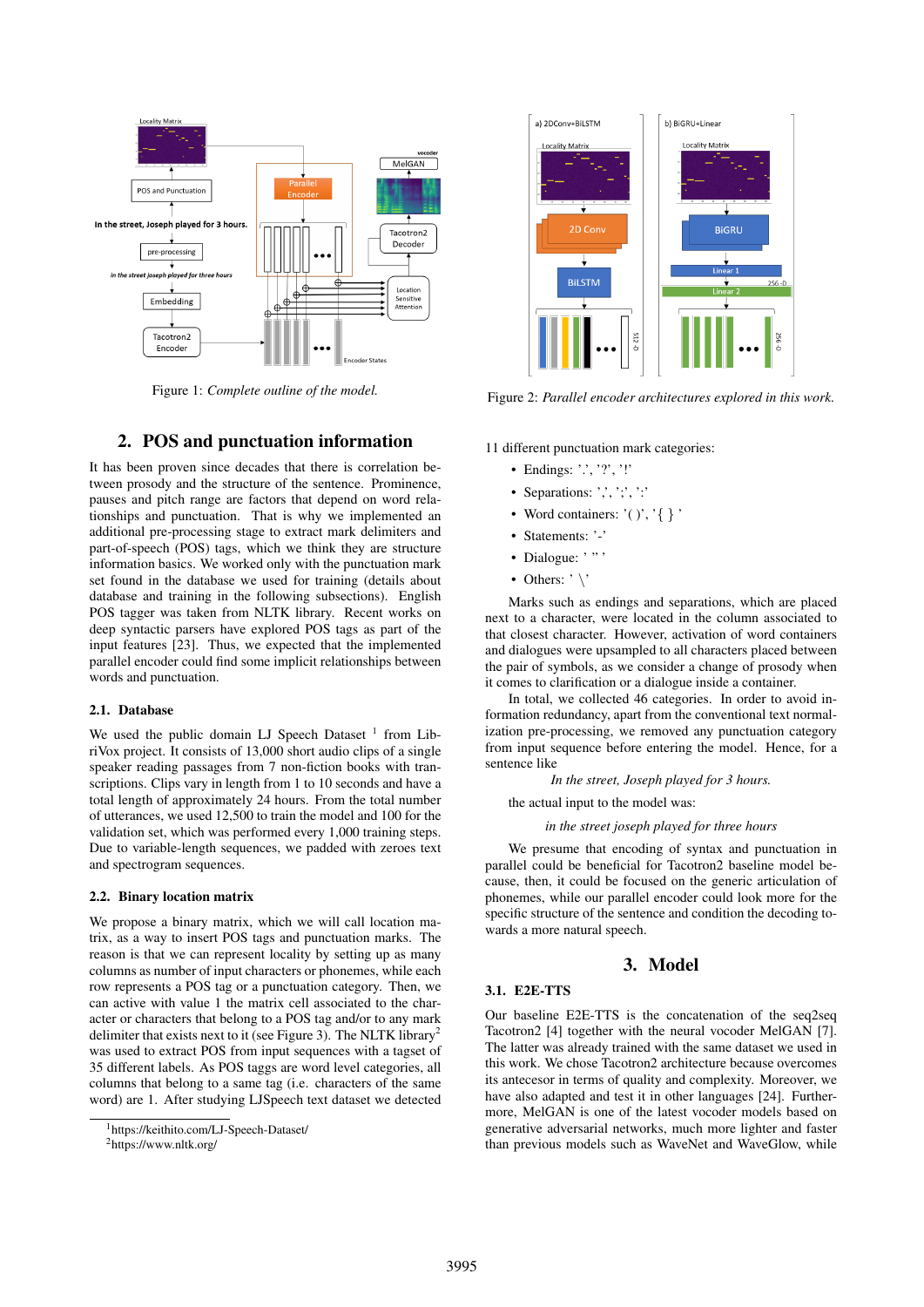Figure 1: *Complete outline of the model.*

Figure 2: *Parallel encoder architectures explored in this work.*

## 2. POS and punctuation information

It has been proven since decades that there is correlation between prosody and the structure of the sentence. Prominence, pauses and pitch range are factors that depend on word relationships and punctuation. That is why we implemented an additional pre-processing stage to extract mark delimiters and part-of-speech (POS) tags, which we think they are structure information basics. We worked only with the punctuation mark set found in the database we used for training (details about database and training in the following subsections). English POS tagger was taken from NLTK library. Recent works on deep syntactic parsers have explored POS tags as part of the input features [23]. Thus, we expected that the implemented parallel encoder could find some implicit relationships between words and punctuation.

### 2.1. Database

We used the public domain LJ Speech Dataset [1] from LibriVox project. It consists of 13,000 short audio clips of a single speaker reading passages from 7 non-fiction books with transcriptions. Clips vary in length from 1 to 10 seconds and have a total length of approximately 24 hours. From the total number of utterances, we used 12,500 to train the model and 100 for the validation set, which was performed every 1,000 training steps. Due to variable-length sequences, we padded with zeroes text and spectrogram sequences.

### 2.2. Binary location matrix

We propose a binary matrix, which we will call location matrix, as a way to insert POS tags and punctuation marks. The reason is that we can represent locality by setting up as many columns as number of input characters or phonemes, while each row represents a POS tag or a punctuation category. Then, we can active with value 1 the matrix cell associated to the character or characters that belong to a POS tag and/or to any mark delimiter that exists next to it (see Figure 3). The NLTK library[2] was used to extract POS from input sequences with a tagset of 35 different labels. As POS taggs are word level categories, all columns that belong to a same tag (i.e. characters of the same word) are 1. After studying LJSpeech text dataset we detected 11 different punctuation mark categories:

- Endings: '.', '?', '!'
- Separations: ',', ';', ':'
- Word containers: '( )', '{ } '
- Statements: '-'
- Dialogue: ' " '
- Others: ' \'

Marks such as endings and separations, which are placed next to a character, were located in the column associated to that closest character. However, activation of word containers and dialogues were upsampled to all characters placed between the pair of symbols, as we consider a change of prosody when it comes to clarification or a dialogue inside a container.

In total, we collected 46 categories. In order to avoid information redundancy, apart from the conventional text normalization pre-processing, we removed any punctuation category from input sequence before entering the model. Hence, for a sentence like

*In the street, Joseph played for 3 hours.*

the actual input to the model was:

*in the street joseph played for three hours*

We presume that encoding of syntax and punctuation in parallel could be beneficial for Tacotron2 baseline model because, then, it could be focused on the generic articulation of phonemes, while our parallel encoder could look more for the specific structure of the sentence and condition the decoding towards a more natural speech.

## 3. Model

### 3.1. E2E-TTS

Our baseline E2E-TTS is the concatenation of the seq2seq Tacotron2 [4] together with the neural vocoder MelGAN [7]. The latter was already trained with the same dataset we used in this work. We chose Tacotron2 architecture because overcomes its antecesor in terms of quality and complexity. Moreover, we have also adapted and test it in other languages [24]. Furthermore, MelGAN is one of the latest vocoder models based on generative adversarial networks, much more lighter and faster than previous models such as WaveNet and WaveGlow, while

[1] https://keithito.com/LJ-Speech-Dataset/

[2] https://www.nltk.org/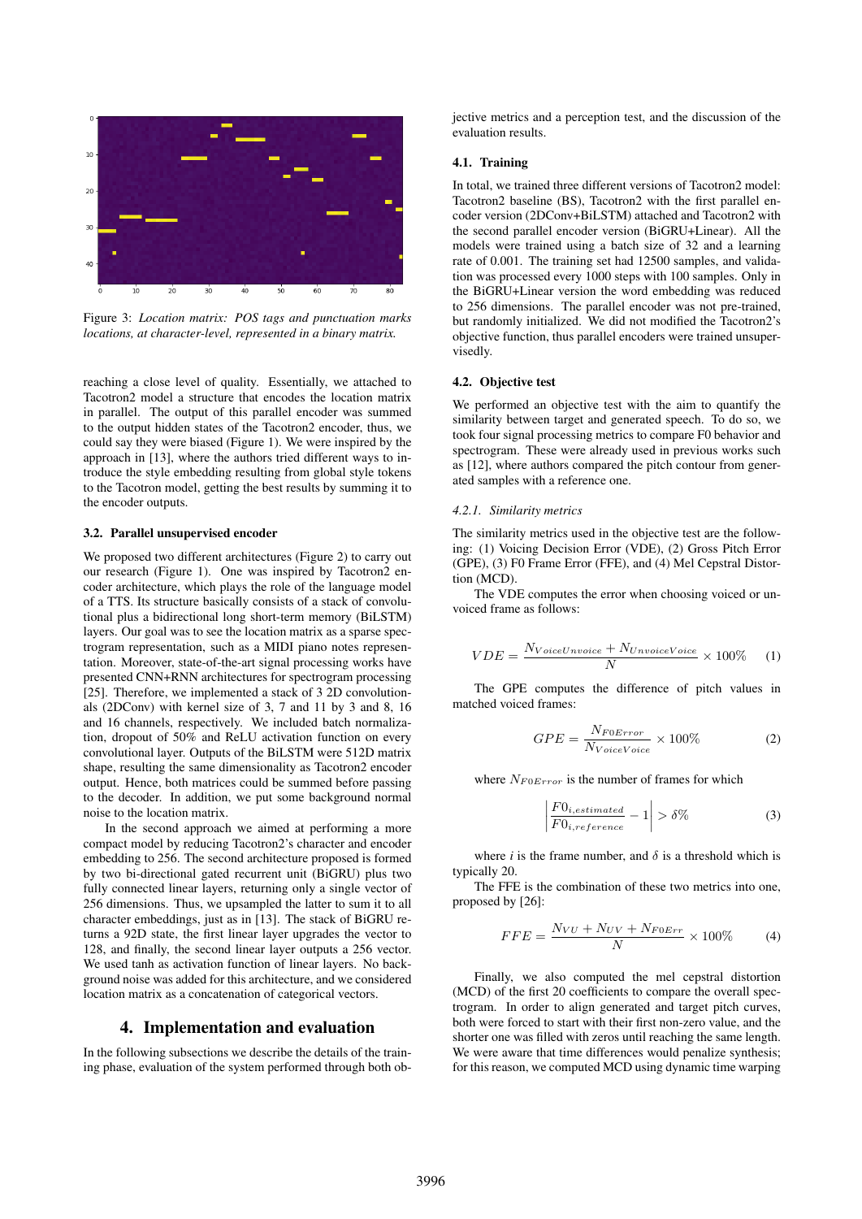Figure 3: *Location matrix: POS tags and punctuation marks locations, at character-level, represented in a binary matrix.*

reaching a close level of quality. Essentially, we attached to Tacotron2 model a structure that encodes the location matrix in parallel. The output of this parallel encoder was summed to the output hidden states of the Tacotron2 encoder, thus, we could say they were biased (Figure 1). We were inspired by the approach in [13], where the authors tried different ways to introduce the style embedding resulting from global style tokens to the Tacotron model, getting the best results by summing it to the encoder outputs.

### 3.2. Parallel unsupervised encoder

We proposed two different architectures (Figure 2) to carry out our research (Figure 1). One was inspired by Tacotron2 encoder architecture, which plays the role of the language model of a TTS. Its structure basically consists of a stack of convolutional plus a bidirectional long short-term memory (BiLSTM) layers. Our goal was to see the location matrix as a sparse spectrogram representation, such as a MIDI piano notes representation. Moreover, state-of-the-art signal processing works have presented CNN+RNN architectures for spectrogram processing [25]. Therefore, we implemented a stack of 3 2D convolutionals (2DConv) with kernel size of 3, 7 and 11 by 3 and 8, 16 and 16 channels, respectively. We included batch normalization, dropout of 50% and ReLU activation function on every convolutional layer. Outputs of the BiLSTM were 512D matrix shape, resulting the same dimensionality as Tacotron2 encoder output. Hence, both matrices could be summed before passing to the decoder. In addition, we put some background normal noise to the location matrix.

In the second approach we aimed at performing a more compact model by reducing Tacotron2's character and encoder embedding to 256. The second architecture proposed is formed by two bi-directional gated recurrent unit (BiGRU) plus two fully connected linear layers, returning only a single vector of 256 dimensions. Thus, we upsampled the latter to sum it to all character embeddings, just as in [13]. The stack of BiGRU returns a 92D state, the first linear layer upgrades the vector to 128, and finally, the second linear layer outputs a 256 vector. We used tanh as activation function of linear layers. No background noise was added for this architecture, and we considered location matrix as a concatenation of categorical vectors.

## 4. Implementation and evaluation

In the following subsections we describe the details of the training phase, evaluation of the system performed through both objective metrics and a perception test, and the discussion of the evaluation results.

### 4.1. Training

In total, we trained three different versions of Tacotron2 model: Tacotron2 baseline (BS), Tacotron2 with the first parallel encoder version (2DConv+BiLSTM) attached and Tacotron2 with the second parallel encoder version (BiGRU+Linear). All the models were trained using a batch size of 32 and a learning rate of 0.001. The training set had 12500 samples, and validation was processed every 1000 steps with 100 samples. Only in the BiGRU+Linear version the word embedding was reduced to 256 dimensions. The parallel encoder was not pre-trained, but randomly initialized. We did not modified the Tacotron2's objective function, thus parallel encoders were trained unsupervisedly.

### 4.2. Objective test

We performed an objective test with the aim to quantify the similarity between target and generated speech. To do so, we took four signal processing metrics to compare F0 behavior and spectrogram. These were already used in previous works such as [12], where authors compared the pitch contour from generated samples with a reference one.

#### 4.2.1. Similarity metrics

The similarity metrics used in the objective test are the following: (1) Voicing Decision Error (VDE), (2) Gross Pitch Error (GPE), (3) F0 Frame Error (FFE), and (4) Mel Cepstral Distortion (MCD).

The VDE computes the error when choosing voiced or unvoiced frame as follows:

$$VDE = \frac{N_{VoiceUnvoice} + N_{UnvoiceVoice}}{N} \times 100\% \tag{1}$$

The GPE computes the difference of pitch values in matched voiced frames:

$$GPE = \frac{N_{F0Error}}{N_{VoiceVoice}} \times 100\% \tag{2}$$

where $N_{F0Error}$ is the number of frames for which

$$\left| \frac{F0_{i,estimated}}{F0_{i,reference}} - 1 \right| > \delta\% \tag{3}$$

where $i$ is the frame number, and $\delta$ is a threshold which is typically 20.

The FFE is the combination of these two metrics into one, proposed by [26]:

$$FFE = \frac{N_{VU} + N_{UV} + N_{F0Err}}{N} \times 100\% \tag{4}$$

Finally, we also computed the mel cepstral distortion (MCD) of the first 20 coefficients to compare the overall spectrogram. In order to align generated and target pitch curves, both were forced to start with their first non-zero value, and the shorter one was filled with zeros until reaching the same length. We were aware that time differences would penalize synthesis; for this reason, we computed MCD using dynamic time warping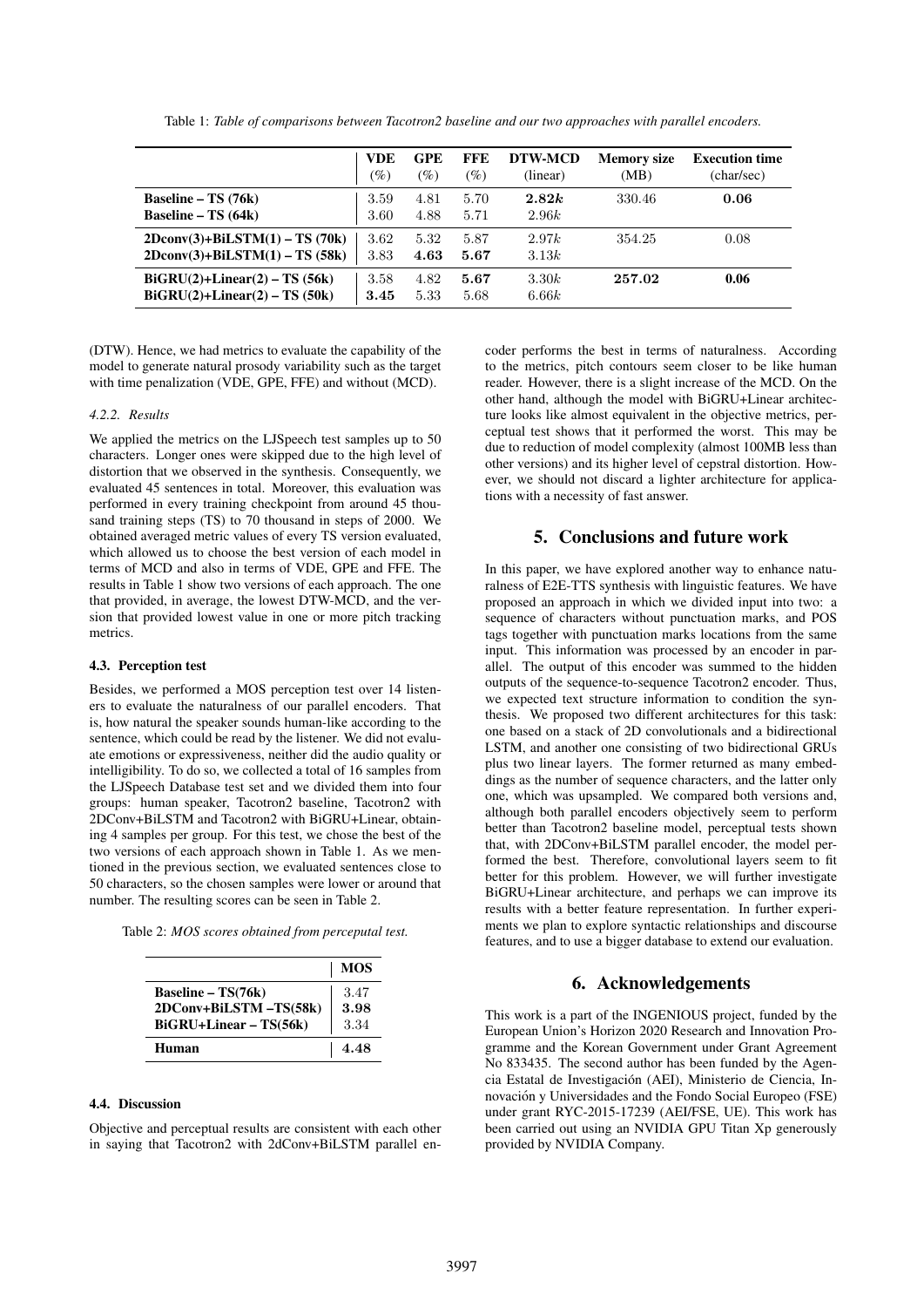Table 1: *Table of comparisons between Tacotron2 baseline and our two approaches with parallel encoders.*

| | VDE (%) | GPE (%) | FFE (%) | DTW-MCD (linear) | Memory size (MB) | Execution time (char/sec) |
|---|---|---|---|---|---|---|
| **Baseline – TS (76k)** | 3.59 | 4.81 | 5.70 | **2.82k** | 330.46 | **0.06** |
| **Baseline – TS (64k)** | 3.60 | 4.88 | 5.71 | 2.96k | | |
| **2Dconv(3)+BiLSTM(1) – TS (70k)** | 3.62 | 5.32 | 5.87 | 2.97k | 354.25 | 0.08 |
| **2Dconv(3)+BiLSTM(1) – TS (58k)** | 3.83 | **4.63** | **5.67** | 3.13k | | |
| **BiGRU(2)+Linear(2) – TS (56k)** | 3.58 | 4.82 | **5.67** | 3.30k | **257.02** | **0.06** |
| **BiGRU(2)+Linear(2) – TS (50k)** | **3.45** | 5.33 | 5.68 | 6.66k | | |

(DTW). Hence, we had metrics to evaluate the capability of the model to generate natural prosody variability such as the target with time penalization (VDE, GPE, FFE) and without (MCD).

#### 4.2.2. Results

We applied the metrics on the LJSpeech test samples up to 50 characters. Longer ones were skipped due to the high level of distortion that we observed in the synthesis. Consequently, we evaluated 45 sentences in total. Moreover, this evaluation was performed in every training checkpoint from around 45 thousand training steps (TS) to 70 thousand in steps of 2000. We obtained averaged metric values of every TS version evaluated, which allowed us to choose the best version of each model in terms of MCD and also in terms of VDE, GPE and FFE. The results in Table 1 show two versions of each approach. The one that provided, in average, the lowest DTW-MCD, and the version that provided lowest value in one or more pitch tracking metrics.

### 4.3. Perception test

Besides, we performed a MOS perception test over 14 listeners to evaluate the naturalness of our parallel encoders. That is, how natural the speaker sounds human-like according to the sentence, which could be read by the listener. We did not evaluate emotions or expressiveness, neither did the audio quality or intelligibility. To do so, we collected a total of 16 samples from the LJSpeech Database test set and we divided them into four groups: human speaker, Tacotron2 baseline, Tacotron2 with 2DConv+BiLSTM and Tacotron2 with BiGRU+Linear, obtaining 4 samples per group. For this test, we chose the best of the two versions of each approach shown in Table 1. As we mentioned in the previous section, we evaluated sentences close to 50 characters, so the chosen samples were lower or around that number. The resulting scores can be seen in Table 2.

Table 2: *MOS scores obtained from peceputal test.*

| | MOS |
|---|---|
| **Baseline – TS(76k)** | 3.47 |
| **2DConv+BiLSTM –TS(58k)** | **3.98** |
| **BiGRU+Linear – TS(56k)** | 3.34 |
| **Human** | **4.48** |

### 4.4. Discussion

Objective and perceptual results are consistent with each other in saying that Tacotron2 with 2dConv+BiLSTM parallel encoder performs the best in terms of naturalness. According to the metrics, pitch contours seem closer to be like human reader. However, there is a slight increase of the MCD. On the other hand, although the model with BiGRU+Linear architecture looks like almost equivalent in the objective metrics, perceptual test shows that it performed the worst. This may be due to reduction of model complexity (almost 100MB less than other versions) and its higher level of cepstral distortion. However, we should not discard a lighter architecture for applications with a necessity of fast answer.

## 5. Conclusions and future work

In this paper, we have explored another way to enhance naturalness of E2E-TTS synthesis with linguistic features. We have proposed an approach in which we divided input into two: a sequence of characters without punctuation marks, and POS tags together with punctuation marks locations from the same input. This information was processed by an encoder in parallel. The output of this encoder was summed to the hidden outputs of the sequence-to-sequence Tacotron2 encoder. Thus, we expected text structure information to condition the synthesis. We proposed two different architectures for this task: one based on a stack of 2D convolutionals and a bidirectional LSTM, and another one consisting of two bidirectional GRUs plus two linear layers. The former returned as many embeddings as the number of sequence characters, and the latter only one, which was upsampled. We compared both versions and, although both parallel encoders objectively seem to perform better than Tacotron2 baseline model, perceptual tests shown that, with 2DConv+BiLSTM parallel encoder, the model performed the best. Therefore, convolutional layers seem to fit better for this problem. However, we will further investigate BiGRU+Linear architecture, and perhaps we can improve its results with a better feature representation. In further experiments we plan to explore syntactic relationships and discourse features, and to use a bigger database to extend our evaluation.

## 6. Acknowledgements

This work is a part of the INGENIOUS project, funded by the European Union's Horizon 2020 Research and Innovation Programme and the Korean Government under Grant Agreement No 833435. The second author has been funded by the Agencia Estatal de Investigación (AEI), Ministerio de Ciencia, Innovación y Universidades and the Fondo Social Europeo (FSE) under grant RYC-2015-17239 (AEI/FSE, UE). This work has been carried out using an NVIDIA GPU Titan Xp generously provided by NVIDIA Company.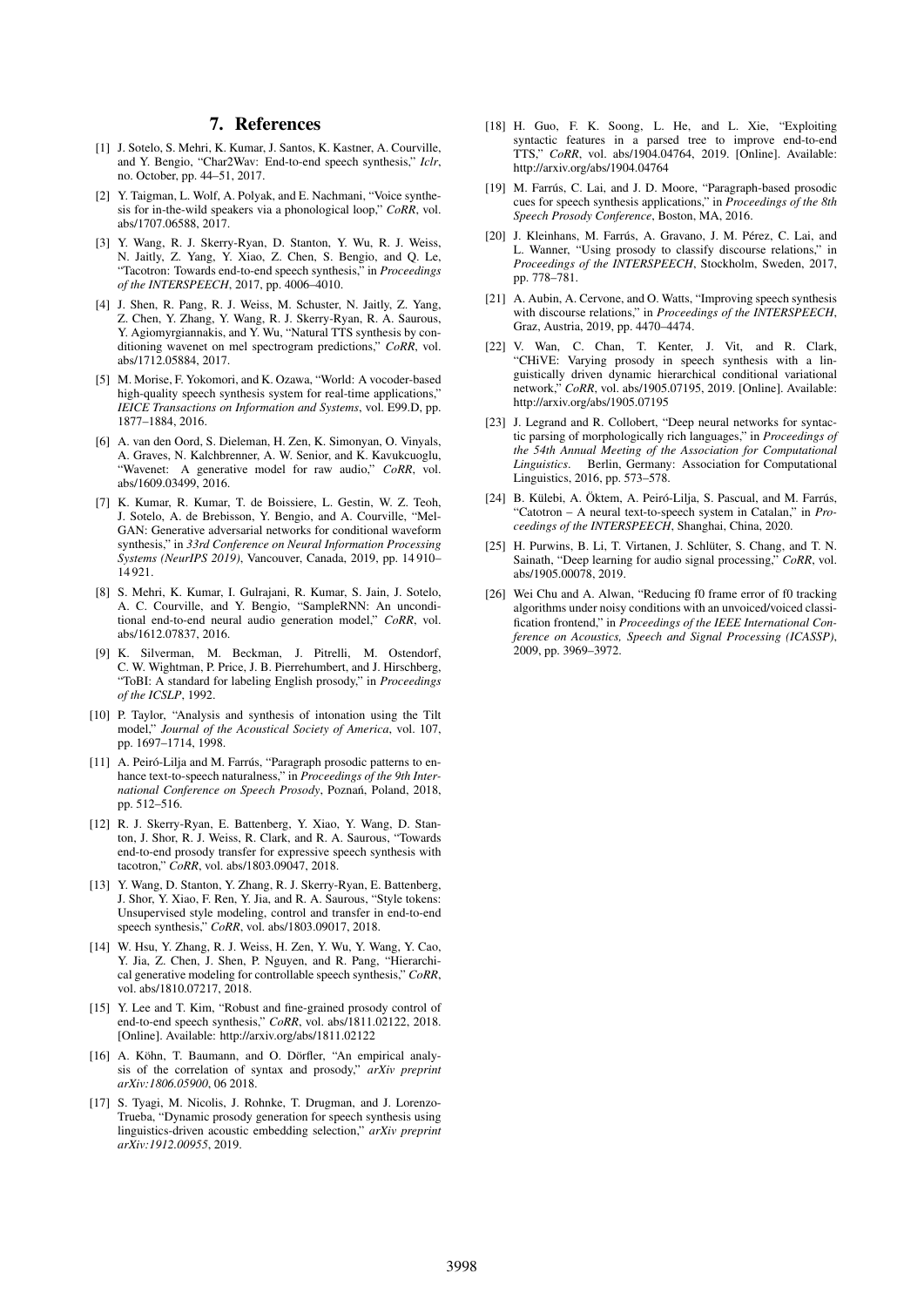## 7. References

[1] J. Sotelo, S. Mehri, K. Kumar, J. Santos, K. Kastner, A. Courville, and Y. Bengio, "Char2Wav: End-to-end speech synthesis," *Iclr*, no. October, pp. 44–51, 2017.

[2] Y. Taigman, L. Wolf, A. Polyak, and E. Nachmani, "Voice synthesis for in-the-wild speakers via a phonological loop," *CoRR*, vol. abs/1707.06588, 2017.

[3] Y. Wang, R. J. Skerry-Ryan, D. Stanton, Y. Wu, R. J. Weiss, N. Jaitly, Z. Yang, Y. Xiao, Z. Chen, S. Bengio, and Q. Le, "Tacotron: Towards end-to-end speech synthesis," in *Proceedings of the INTERSPEECH*, 2017, pp. 4006–4010.

[4] J. Shen, R. Pang, R. J. Weiss, M. Schuster, N. Jaitly, Z. Yang, Z. Chen, Y. Zhang, Y. Wang, R. J. Skerry-Ryan, R. A. Saurous, Y. Agiomyrgiannakis, and Y. Wu, "Natural TTS synthesis by conditioning wavenet on mel spectrogram predictions," *CoRR*, vol. abs/1712.05884, 2017.

[5] M. Morise, F. Yokomori, and K. Ozawa, "World: A vocoder-based high-quality speech synthesis system for real-time applications," *IEICE Transactions on Information and Systems*, vol. E99.D, pp. 1877–1884, 2016.

[6] A. van den Oord, S. Dieleman, H. Zen, K. Simonyan, O. Vinyals, A. Graves, N. Kalchbrenner, A. W. Senior, and K. Kavukcuoglu, "Wavenet: A generative model for raw audio," *CoRR*, vol. abs/1609.03499, 2016.

[7] K. Kumar, R. Kumar, T. de Boissiere, L. Gestin, W. Z. Teoh, J. Sotelo, A. de Brebisson, Y. Bengio, and A. Courville, "Mel-GAN: Generative adversarial networks for conditional waveform synthesis," in *33rd Conference on Neural Information Processing Systems (NeurIPS 2019)*, Vancouver, Canada, 2019, pp. 14 910–14 921.

[8] S. Mehri, K. Kumar, I. Gulrajani, R. Kumar, S. Jain, J. Sotelo, A. C. Courville, and Y. Bengio, "SampleRNN: An unconditional end-to-end neural audio generation model," *CoRR*, vol. abs/1612.07837, 2016.

[9] K. Silverman, M. Beckman, J. Pitrelli, M. Ostendorf, C. W. Wightman, P. Price, J. B. Pierrehumbert, and J. Hirschberg, "ToBI: A standard for labeling English prosody," in *Proceedings of the ICSLP*, 1992.

[10] P. Taylor, "Analysis and synthesis of intonation using the Tilt model," *Journal of the Acoustical Society of America*, vol. 107, pp. 1697–1714, 1998.

[11] A. Peiró-Lilja and M. Farrús, "Paragraph prosodic patterns to enhance text-to-speech naturalness," in *Proceedings of the 9th International Conference on Speech Prosody*, Poznań, Poland, 2018, pp. 512–516.

[12] R. J. Skerry-Ryan, E. Battenberg, Y. Xiao, Y. Wang, D. Stanton, J. Shor, R. J. Weiss, R. Clark, and R. A. Saurous, "Towards end-to-end prosody transfer for expressive speech synthesis with tacotron," *CoRR*, vol. abs/1803.09047, 2018.

[13] Y. Wang, D. Stanton, Y. Zhang, R. J. Skerry-Ryan, E. Battenberg, J. Shor, Y. Xiao, F. Ren, Y. Jia, and R. A. Saurous, "Style tokens: Unsupervised style modeling, control and transfer in end-to-end speech synthesis," *CoRR*, vol. abs/1803.09017, 2018.

[14] W. Hsu, Y. Zhang, R. J. Weiss, H. Zen, Y. Wu, Y. Wang, Y. Cao, Y. Jia, Z. Chen, J. Shen, P. Nguyen, and R. Pang, "Hierarchical generative modeling for controllable speech synthesis," *CoRR*, vol. abs/1810.07217, 2018.

[15] Y. Lee and T. Kim, "Robust and fine-grained prosody control of end-to-end speech synthesis," *CoRR*, vol. abs/1811.02122, 2018. [Online]. Available: http://arxiv.org/abs/1811.02122

[16] A. Köhn, T. Baumann, and O. Dörfler, "An empirical analysis of the correlation of syntax and prosody," *arXiv preprint arXiv:1806.05900*, 06 2018.

[17] S. Tyagi, M. Nicolis, J. Rohnke, T. Drugman, and J. Lorenzo-Trueba, "Dynamic prosody generation for speech synthesis using linguistics-driven acoustic embedding selection," *arXiv preprint arXiv:1912.00955*, 2019.

[18] H. Guo, F. K. Soong, L. He, and L. Xie, "Exploiting syntactic features in a parsed tree to improve end-to-end TTS," *CoRR*, vol. abs/1904.04764, 2019. [Online]. Available: http://arxiv.org/abs/1904.04764

[19] M. Farrús, C. Lai, and J. D. Moore, "Paragraph-based prosodic cues for speech synthesis applications," in *Proceedings of the 8th Speech Prosody Conference*, Boston, MA, 2016.

[20] J. Kleinhans, M. Farrús, A. Gravano, J. M. Pérez, C. Lai, and L. Wanner, "Using prosody to classify discourse relations," in *Proceedings of the INTERSPEECH*, Stockholm, Sweden, 2017, pp. 778–781.

[21] A. Aubin, A. Cervone, and O. Watts, "Improving speech synthesis with discourse relations," in *Proceedings of the INTERSPEECH*, Graz, Austria, 2019, pp. 4470–4474.

[22] V. Wan, C. Chan, T. Kenter, J. Vit, and R. Clark, "CHiVE: Varying prosody in speech synthesis with a linguistically driven dynamic hierarchical conditional variational network," *CoRR*, vol. abs/1905.07195, 2019. [Online]. Available: http://arxiv.org/abs/1905.07195

[23] J. Legrand and R. Collobert, "Deep neural networks for syntactic parsing of morphologically rich languages," in *Proceedings of the 54th Annual Meeting of the Association for Computational Linguistics*. Berlin, Germany: Association for Computational Linguistics, 2016, pp. 573–578.

[24] B. Külebi, A. Öktem, A. Peiró-Lilja, S. Pascual, and M. Farrús, "Catotron – A neural text-to-speech system in Catalan," in *Proceedings of the INTERSPEECH*, Shanghai, China, 2020.

[25] H. Purwins, B. Li, T. Virtanen, J. Schlüter, S. Chang, and T. N. Sainath, "Deep learning for audio signal processing," *CoRR*, vol. abs/1905.00078, 2019.

[26] Wei Chu and A. Alwan, "Reducing f0 frame error of f0 tracking algorithms under noisy conditions with an unvoiced/voiced classification frontend," in *Proceedings of the IEEE International Conference on Acoustics, Speech and Signal Processing (ICASSP)*, 2009, pp. 3969–3972.